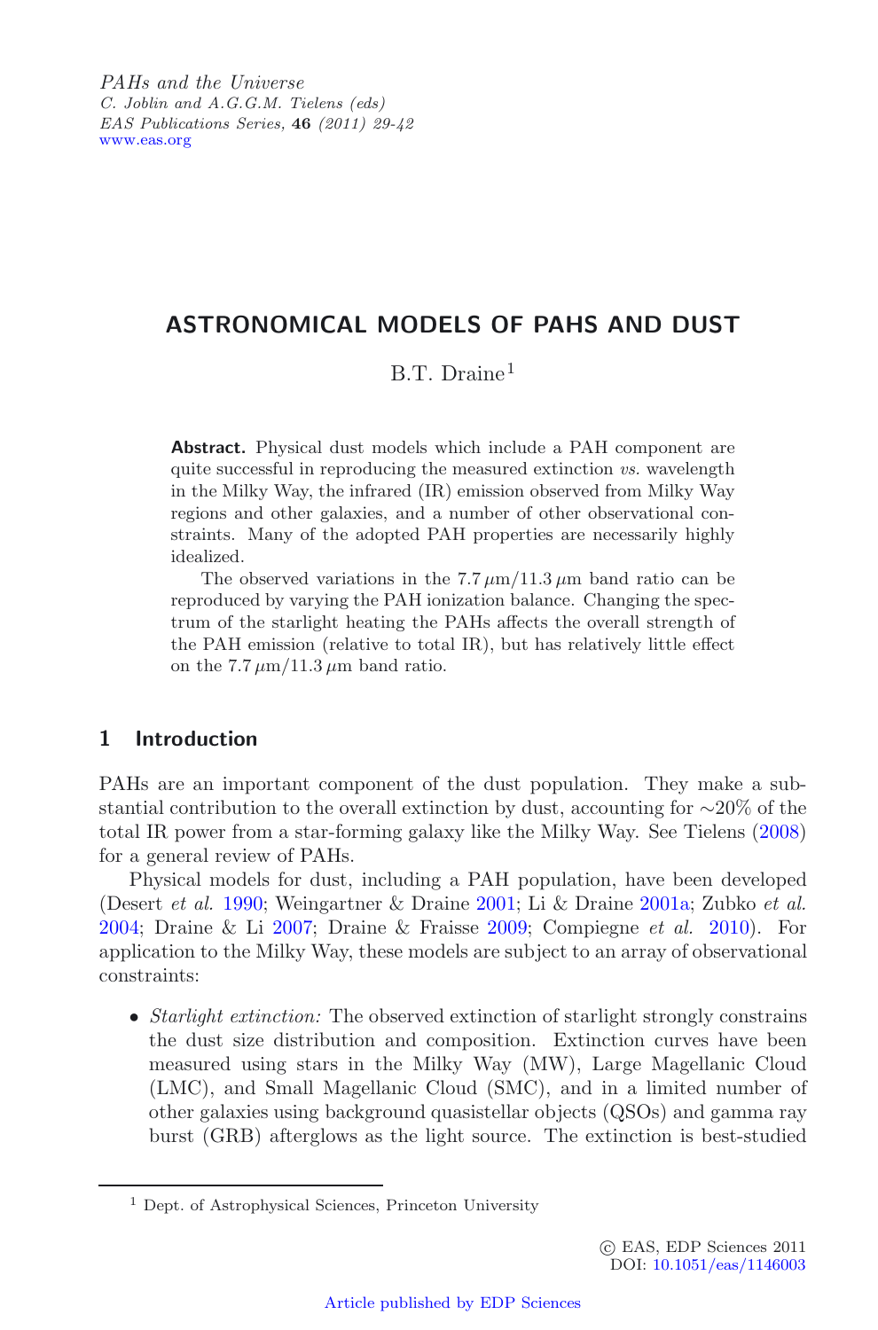PAHs and the Universe
C. Joblin and A.G.G.M. Tielens (eds)
EAS Publications Series, **46** (2011) 29-42
www.eas.org

# ASTRONOMICAL MODELS OF PAHS AND DUST

B.T. Draine[1]

**Abstract.** Physical dust models which include a PAH component are quite successful in reproducing the measured extinction *vs.* wavelength in the Milky Way, the infrared (IR) emission observed from Milky Way regions and other galaxies, and a number of other observational constraints. Many of the adopted PAH properties are necessarily highly idealized.

The observed variations in the $7.7\,\mu$m/$11.3\,\mu$m band ratio can be reproduced by varying the PAH ionization balance. Changing the spectrum of the starlight heating the PAHs affects the overall strength of the PAH emission (relative to total IR), but has relatively little effect on the $7.7\,\mu$m/$11.3\,\mu$m band ratio.

## 1 Introduction

PAHs are an important component of the dust population. They make a substantial contribution to the overall extinction by dust, accounting for ~20% of the total IR power from a star-forming galaxy like the Milky Way. See Tielens (2008) for a general review of PAHs.

Physical models for dust, including a PAH population, have been developed (Desert *et al.* 1990; Weingartner & Draine 2001; Li & Draine 2001a; Zubko *et al.* 2004; Draine & Li 2007; Draine & Fraisse 2009; Compiegne *et al.* 2010). For application to the Milky Way, these models are subject to an array of observational constraints:

- *Starlight extinction:* The observed extinction of starlight strongly constrains the dust size distribution and composition. Extinction curves have been measured using stars in the Milky Way (MW), Large Magellanic Cloud (LMC), and Small Magellanic Cloud (SMC), and in a limited number of other galaxies using background quasistellar objects (QSOs) and gamma ray burst (GRB) afterglows as the light source. The extinction is best-studied

[1] Dept. of Astrophysical Sciences, Princeton University

© EAS, EDP Sciences 2011
DOI: 10.1051/eas/1146003

Article published by EDP Sciences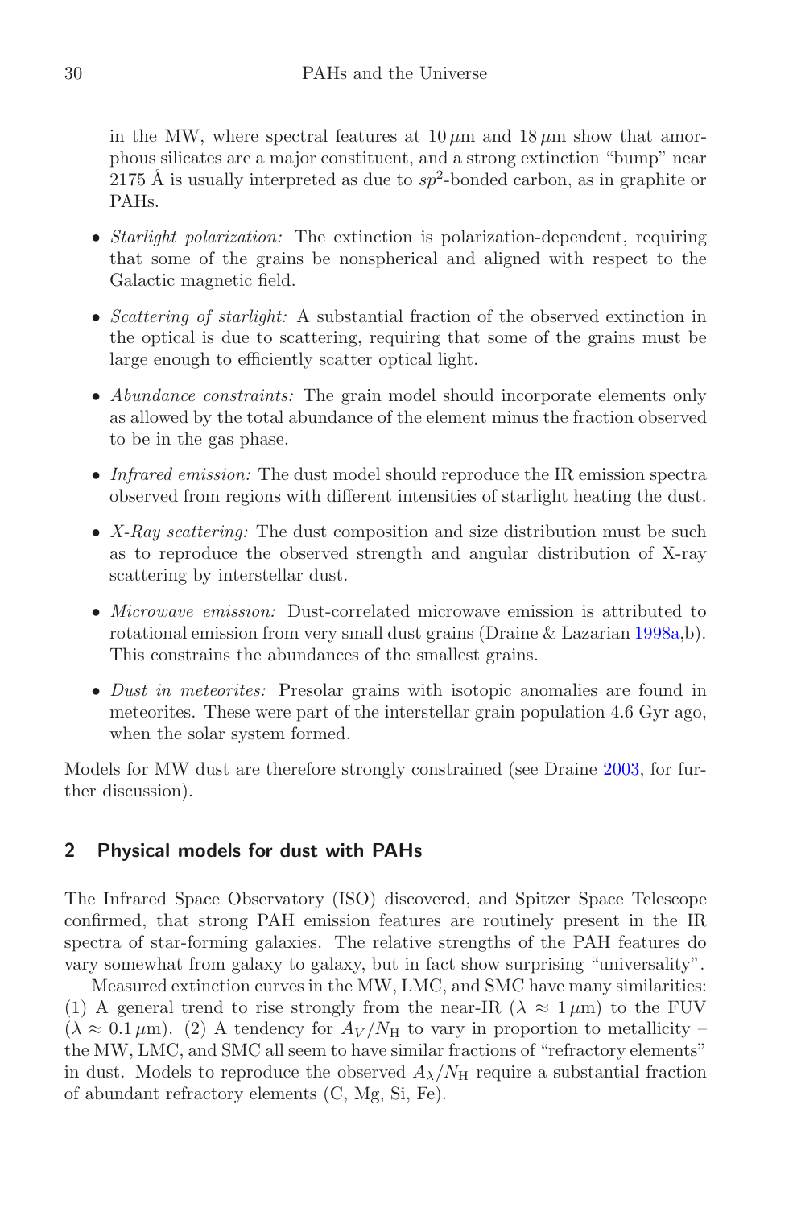in the MW, where spectral features at $10\,\mu$m and $18\,\mu$m show that amorphous silicates are a major constituent, and a strong extinction "bump" near 2175 Å is usually interpreted as due to $sp^2$-bonded carbon, as in graphite or PAHs.

- *Starlight polarization:* The extinction is polarization-dependent, requiring that some of the grains be nonspherical and aligned with respect to the Galactic magnetic field.
- *Scattering of starlight:* A substantial fraction of the observed extinction in the optical is due to scattering, requiring that some of the grains must be large enough to efficiently scatter optical light.
- *Abundance constraints:* The grain model should incorporate elements only as allowed by the total abundance of the element minus the fraction observed to be in the gas phase.
- *Infrared emission:* The dust model should reproduce the IR emission spectra observed from regions with different intensities of starlight heating the dust.
- *X-Ray scattering:* The dust composition and size distribution must be such as to reproduce the observed strength and angular distribution of X-ray scattering by interstellar dust.
- *Microwave emission:* Dust-correlated microwave emission is attributed to rotational emission from very small dust grains (Draine & Lazarian 1998a,b). This constrains the abundances of the smallest grains.
- *Dust in meteorites:* Presolar grains with isotopic anomalies are found in meteorites. These were part of the interstellar grain population 4.6 Gyr ago, when the solar system formed.

Models for MW dust are therefore strongly constrained (see Draine 2003, for further discussion).

## 2 Physical models for dust with PAHs

The Infrared Space Observatory (ISO) discovered, and Spitzer Space Telescope confirmed, that strong PAH emission features are routinely present in the IR spectra of star-forming galaxies. The relative strengths of the PAH features do vary somewhat from galaxy to galaxy, but in fact show surprising "universality".

Measured extinction curves in the MW, LMC, and SMC have many similarities: (1) A general trend to rise strongly from the near-IR ($\lambda \approx 1\,\mu$m) to the FUV ($\lambda \approx 0.1\,\mu$m). (2) A tendency for $A_V/N_{\rm H}$ to vary in proportion to metallicity – the MW, LMC, and SMC all seem to have similar fractions of "refractory elements" in dust. Models to reproduce the observed $A_\lambda/N_{\rm H}$ require a substantial fraction of abundant refractory elements (C, Mg, Si, Fe).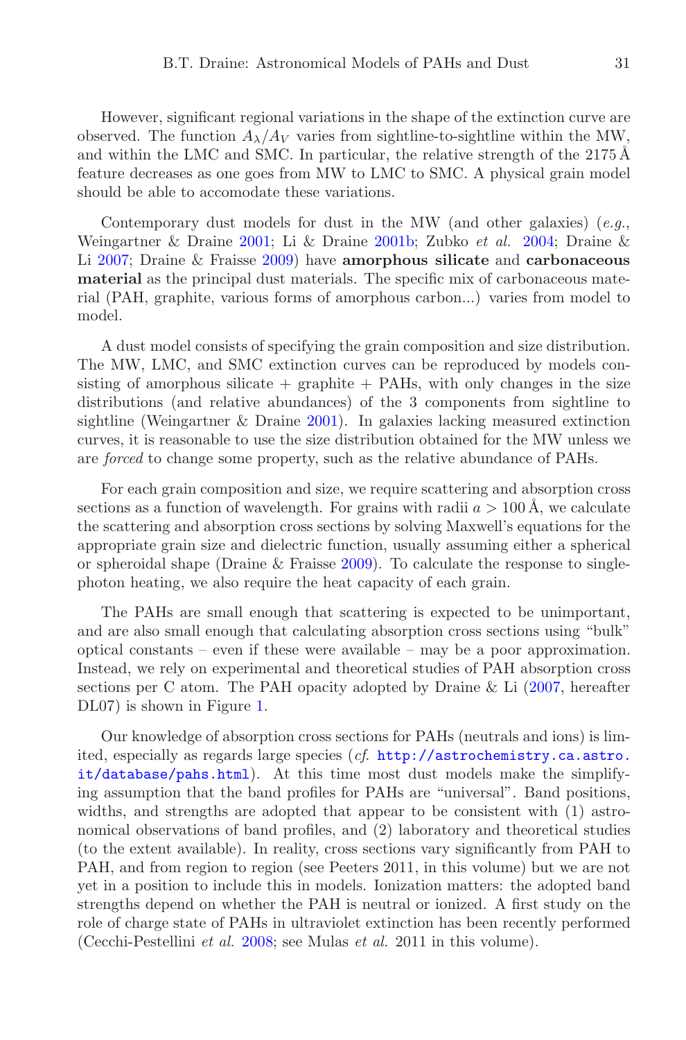However, significant regional variations in the shape of the extinction curve are observed. The function $A_\lambda/A_V$ varies from sightline-to-sightline within the MW, and within the LMC and SMC. In particular, the relative strength of the 2175 Å feature decreases as one goes from MW to LMC to SMC. A physical grain model should be able to accomodate these variations.

Contemporary dust models for dust in the MW (and other galaxies) (*e.g.*, Weingartner & Draine 2001; Li & Draine 2001b; Zubko *et al.* 2004; Draine & Li 2007; Draine & Fraisse 2009) have **amorphous silicate** and **carbonaceous material** as the principal dust materials. The specific mix of carbonaceous material (PAH, graphite, various forms of amorphous carbon...) varies from model to model.

A dust model consists of specifying the grain composition and size distribution. The MW, LMC, and SMC extinction curves can be reproduced by models consisting of amorphous silicate + graphite + PAHs, with only changes in the size distributions (and relative abundances) of the 3 components from sightline to sightline (Weingartner & Draine 2001). In galaxies lacking measured extinction curves, it is reasonable to use the size distribution obtained for the MW unless we are *forced* to change some property, such as the relative abundance of PAHs.

For each grain composition and size, we require scattering and absorption cross sections as a function of wavelength. For grains with radii $a > 100$ Å, we calculate the scattering and absorption cross sections by solving Maxwell's equations for the appropriate grain size and dielectric function, usually assuming either a spherical or spheroidal shape (Draine & Fraisse 2009). To calculate the response to single-photon heating, we also require the heat capacity of each grain.

The PAHs are small enough that scattering is expected to be unimportant, and are also small enough that calculating absorption cross sections using "bulk" optical constants – even if these were available – may be a poor approximation. Instead, we rely on experimental and theoretical studies of PAH absorption cross sections per C atom. The PAH opacity adopted by Draine & Li (2007, hereafter DL07) is shown in Figure 1.

Our knowledge of absorption cross sections for PAHs (neutrals and ions) is limited, especially as regards large species (*cf.* `http://astrochemistry.ca.astro.it/database/pahs.html`). At this time most dust models make the simplifying assumption that the band profiles for PAHs are "universal". Band positions, widths, and strengths are adopted that appear to be consistent with (1) astronomical observations of band profiles, and (2) laboratory and theoretical studies (to the extent available). In reality, cross sections vary significantly from PAH to PAH, and from region to region (see Peeters 2011, in this volume) but we are not yet in a position to include this in models. Ionization matters: the adopted band strengths depend on whether the PAH is neutral or ionized. A first study on the role of charge state of PAHs in ultraviolet extinction has been recently performed (Cecchi-Pestellini *et al.* 2008; see Mulas *et al.* 2011 in this volume).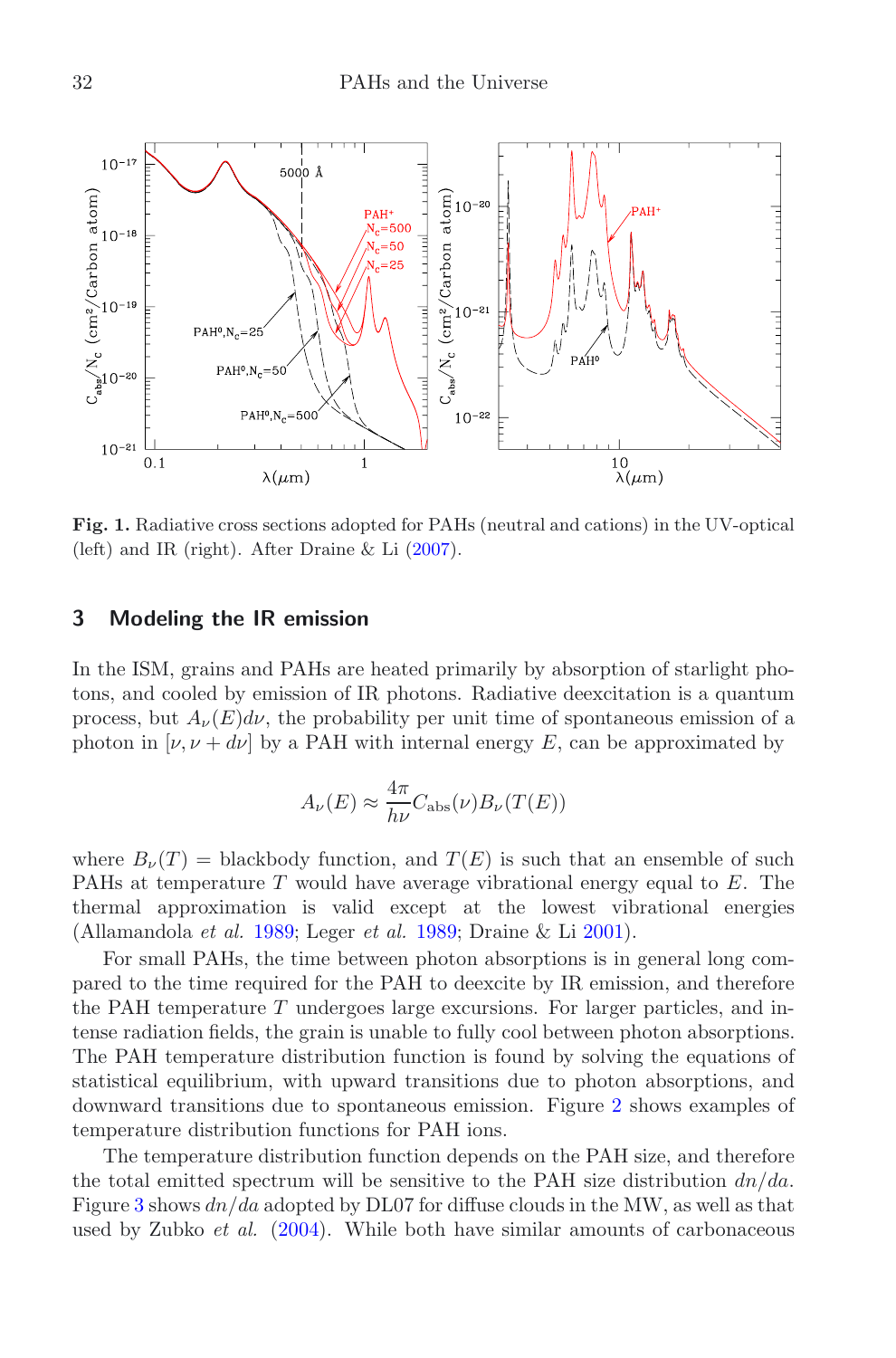**Fig. 1.** Radiative cross sections adopted for PAHs (neutral and cations) in the UV-optical (left) and IR (right). After Draine & Li (2007).

## 3 Modeling the IR emission

In the ISM, grains and PAHs are heated primarily by absorption of starlight photons, and cooled by emission of IR photons. Radiative deexcitation is a quantum process, but $A_\nu(E)d\nu$, the probability per unit time of spontaneous emission of a photon in $[\nu, \nu + d\nu]$ by a PAH with internal energy $E$, can be approximated by

$$A_\nu(E) \approx \frac{4\pi}{h\nu} C_{\rm abs}(\nu) B_\nu(T(E))$$

where $B_\nu(T)$ = blackbody function, and $T(E)$ is such that an ensemble of such PAHs at temperature $T$ would have average vibrational energy equal to $E$. The thermal approximation is valid except at the lowest vibrational energies (Allamandola *et al.* 1989; Leger *et al.* 1989; Draine & Li 2001).

For small PAHs, the time between photon absorptions is in general long compared to the time required for the PAH to deexcite by IR emission, and therefore the PAH temperature $T$ undergoes large excursions. For larger particles, and intense radiation fields, the grain is unable to fully cool between photon absorptions. The PAH temperature distribution function is found by solving the equations of statistical equilibrium, with upward transitions due to photon absorptions, and downward transitions due to spontaneous emission. Figure 2 shows examples of temperature distribution functions for PAH ions.

The temperature distribution function depends on the PAH size, and therefore the total emitted spectrum will be sensitive to the PAH size distribution $dn/da$. Figure 3 shows $dn/da$ adopted by DL07 for diffuse clouds in the MW, as well as that used by Zubko *et al.* (2004). While both have similar amounts of carbonaceous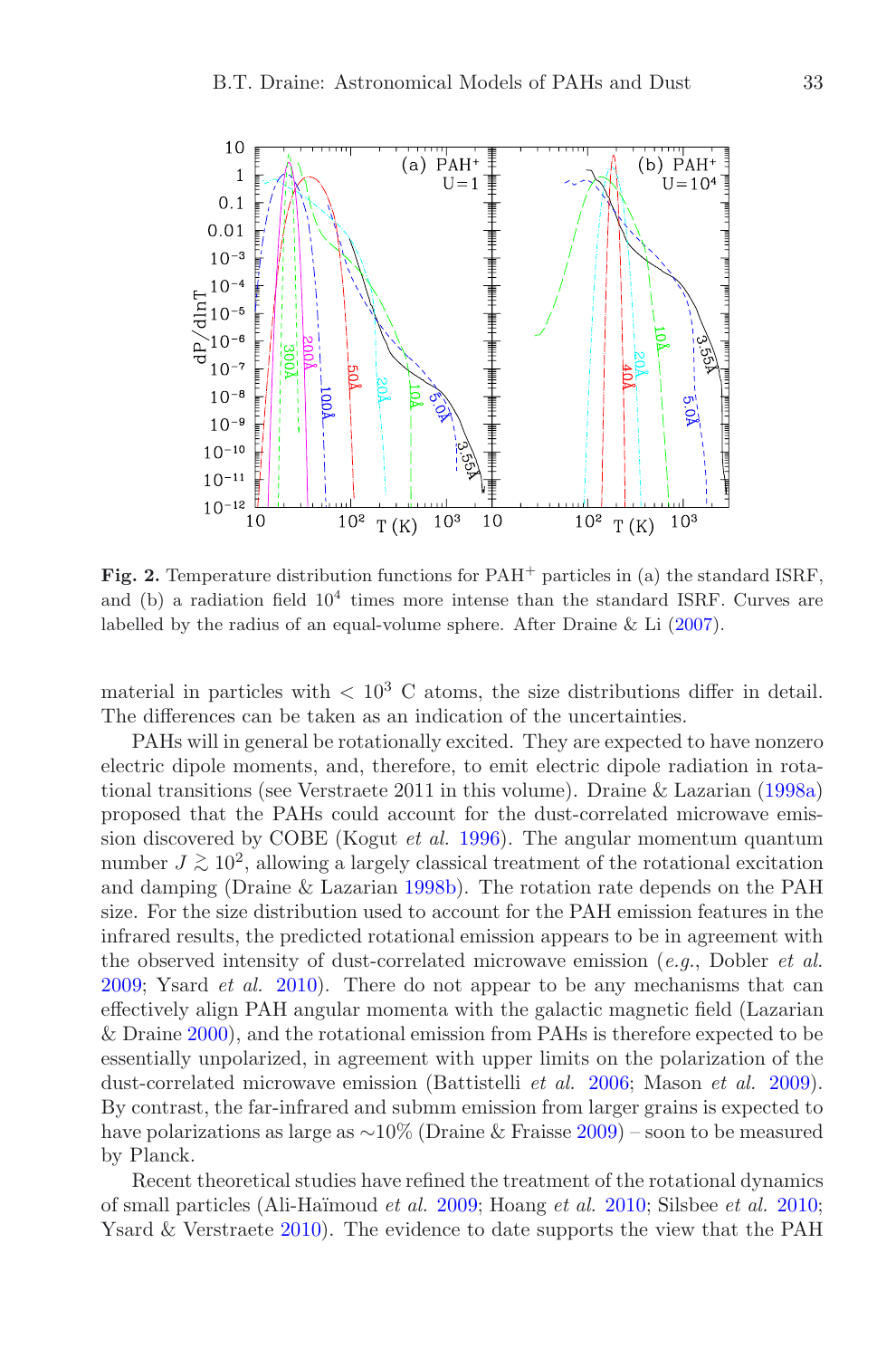**Fig. 2.** Temperature distribution functions for $PAH^+$ particles in (a) the standard ISRF, and (b) a radiation field $10^4$ times more intense than the standard ISRF. Curves are labelled by the radius of an equal-volume sphere. After Draine & Li (2007).

material in particles with $< 10^3$ C atoms, the size distributions differ in detail. The differences can be taken as an indication of the uncertainties.

PAHs will in general be rotationally excited. They are expected to have nonzero electric dipole moments, and, therefore, to emit electric dipole radiation in rotational transitions (see Verstraete 2011 in this volume). Draine & Lazarian (1998a) proposed that the PAHs could account for the dust-correlated microwave emission discovered by COBE (Kogut *et al.* 1996). The angular momentum quantum number $J \gtrsim 10^2$, allowing a largely classical treatment of the rotational excitation and damping (Draine & Lazarian 1998b). The rotation rate depends on the PAH size. For the size distribution used to account for the PAH emission features in the infrared results, the predicted rotational emission appears to be in agreement with the observed intensity of dust-correlated microwave emission (*e.g.*, Dobler *et al.* 2009; Ysard *et al.* 2010). There do not appear to be any mechanisms that can effectively align PAH angular momenta with the galactic magnetic field (Lazarian & Draine 2000), and the rotational emission from PAHs is therefore expected to be essentially unpolarized, in agreement with upper limits on the polarization of the dust-correlated microwave emission (Battistelli *et al.* 2006; Mason *et al.* 2009). By contrast, the far-infrared and submm emission from larger grains is expected to have polarizations as large as $\sim$10% (Draine & Fraisse 2009) – soon to be measured by Planck.

Recent theoretical studies have refined the treatment of the rotational dynamics of small particles (Ali-Haïmoud *et al.* 2009; Hoang *et al.* 2010; Silsbee *et al.* 2010; Ysard & Verstraete 2010). The evidence to date supports the view that the PAH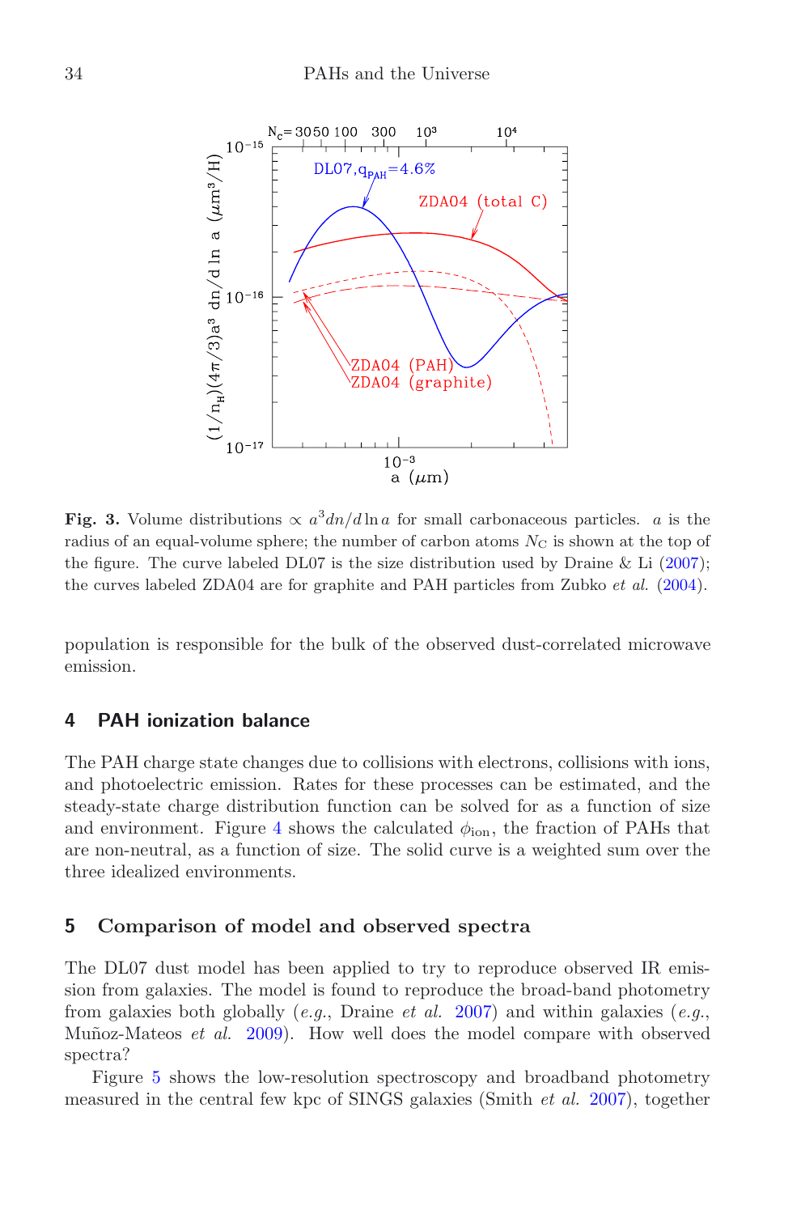**Fig. 3.** Volume distributions $\propto a^3 dn/d\ln a$ for small carbonaceous particles. $a$ is the radius of an equal-volume sphere; the number of carbon atoms $N_C$ is shown at the top of the figure. The curve labeled DL07 is the size distribution used by Draine & Li (2007); the curves labeled ZDA04 are for graphite and PAH particles from Zubko *et al.* (2004).

population is responsible for the bulk of the observed dust-correlated microwave emission.

## 4 PAH ionization balance

The PAH charge state changes due to collisions with electrons, collisions with ions, and photoelectric emission. Rates for these processes can be estimated, and the steady-state charge distribution function can be solved for as a function of size and environment. Figure 4 shows the calculated $\phi_{\rm ion}$, the fraction of PAHs that are non-neutral, as a function of size. The solid curve is a weighted sum over the three idealized environments.

## 5 Comparison of model and observed spectra

The DL07 dust model has been applied to try to reproduce observed IR emission from galaxies. The model is found to reproduce the broad-band photometry from galaxies both globally (*e.g.*, Draine *et al.* 2007) and within galaxies (*e.g.*, Muñoz-Mateos *et al.* 2009). How well does the model compare with observed spectra?

Figure 5 shows the low-resolution spectroscopy and broadband photometry measured in the central few kpc of SINGS galaxies (Smith *et al.* 2007), together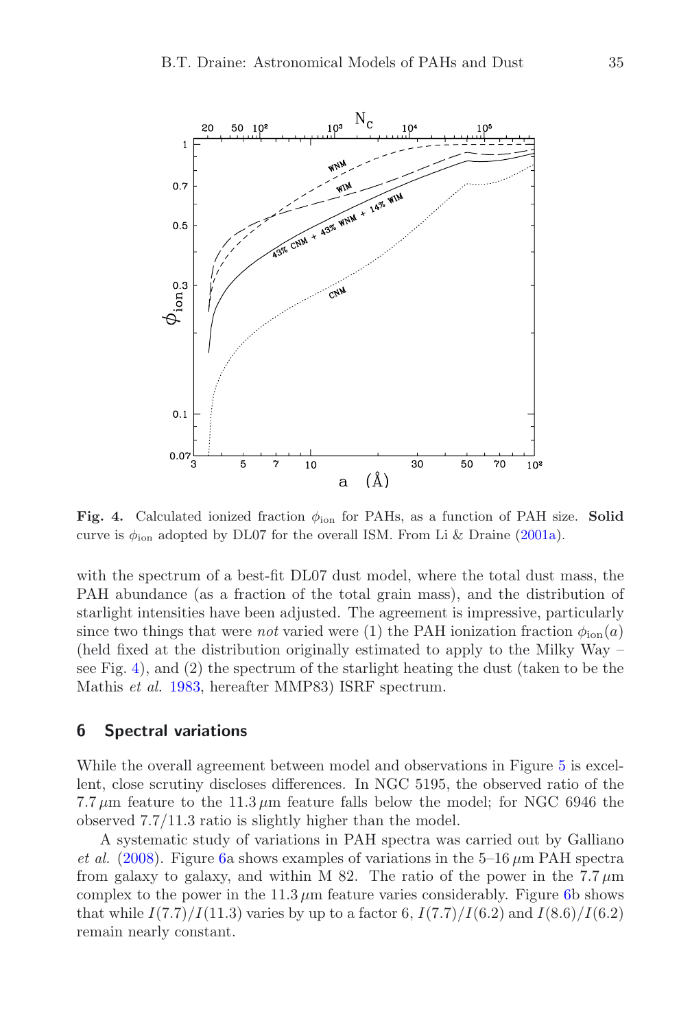**Fig. 4.** Calculated ionized fraction $\phi_{\rm ion}$ for PAHs, as a function of PAH size. **Solid** curve is $\phi_{\rm ion}$ adopted by DL07 for the overall ISM. From Li & Draine (2001a).

with the spectrum of a best-fit DL07 dust model, where the total dust mass, the PAH abundance (as a fraction of the total grain mass), and the distribution of starlight intensities have been adjusted. The agreement is impressive, particularly since two things that were *not* varied were (1) the PAH ionization fraction $\phi_{\rm ion}(a)$ (held fixed at the distribution originally estimated to apply to the Milky Way – see Fig. 4), and (2) the spectrum of the starlight heating the dust (taken to be the Mathis *et al.* 1983, hereafter MMP83) ISRF spectrum.

## 6 Spectral variations

While the overall agreement between model and observations in Figure 5 is excellent, close scrutiny discloses differences. In NGC 5195, the observed ratio of the $7.7\,\mu$m feature to the $11.3\,\mu$m feature falls below the model; for NGC 6946 the observed 7.7/11.3 ratio is slightly higher than the model.

A systematic study of variations in PAH spectra was carried out by Galliano *et al.* (2008). Figure 6a shows examples of variations in the 5–16 $\mu$m PAH spectra from galaxy to galaxy, and within M 82. The ratio of the power in the $7.7\,\mu$m complex to the power in the $11.3\,\mu$m feature varies considerably. Figure 6b shows that while $I(7.7)/I(11.3)$ varies by up to a factor 6, $I(7.7)/I(6.2)$ and $I(8.6)/I(6.2)$ remain nearly constant.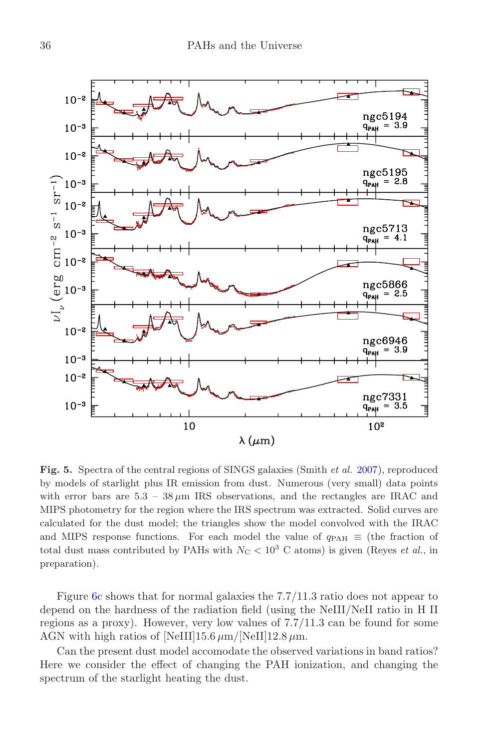**Fig. 5.** Spectra of the central regions of SINGS galaxies (Smith *et al.* 2007), reproduced by models of starlight plus IR emission from dust. Numerous (very small) data points with error bars are 5.3 – 38 $\mu$m IRS observations, and the rectangles are IRAC and MIPS photometry for the region where the IRS spectrum was extracted. Solid curves are calculated for the dust model; the triangles show the model convolved with the IRAC and MIPS response functions. For each model the value of $q_{\rm PAH} \equiv$ (the fraction of total dust mass contributed by PAHs with $N_{\rm C} < 10^3$ C atoms) is given (Reyes *et al.*, in preparation).

Figure 6c shows that for normal galaxies the 7.7/11.3 ratio does not appear to depend on the hardness of the radiation field (using the NeIII/NeII ratio in H II regions as a proxy). However, very low values of 7.7/11.3 can be found for some AGN with high ratios of [NeIII]15.6 $\mu$m/[NeII]12.8 $\mu$m.

Can the present dust model accomodate the observed variations in band ratios? Here we consider the effect of changing the PAH ionization, and changing the spectrum of the starlight heating the dust.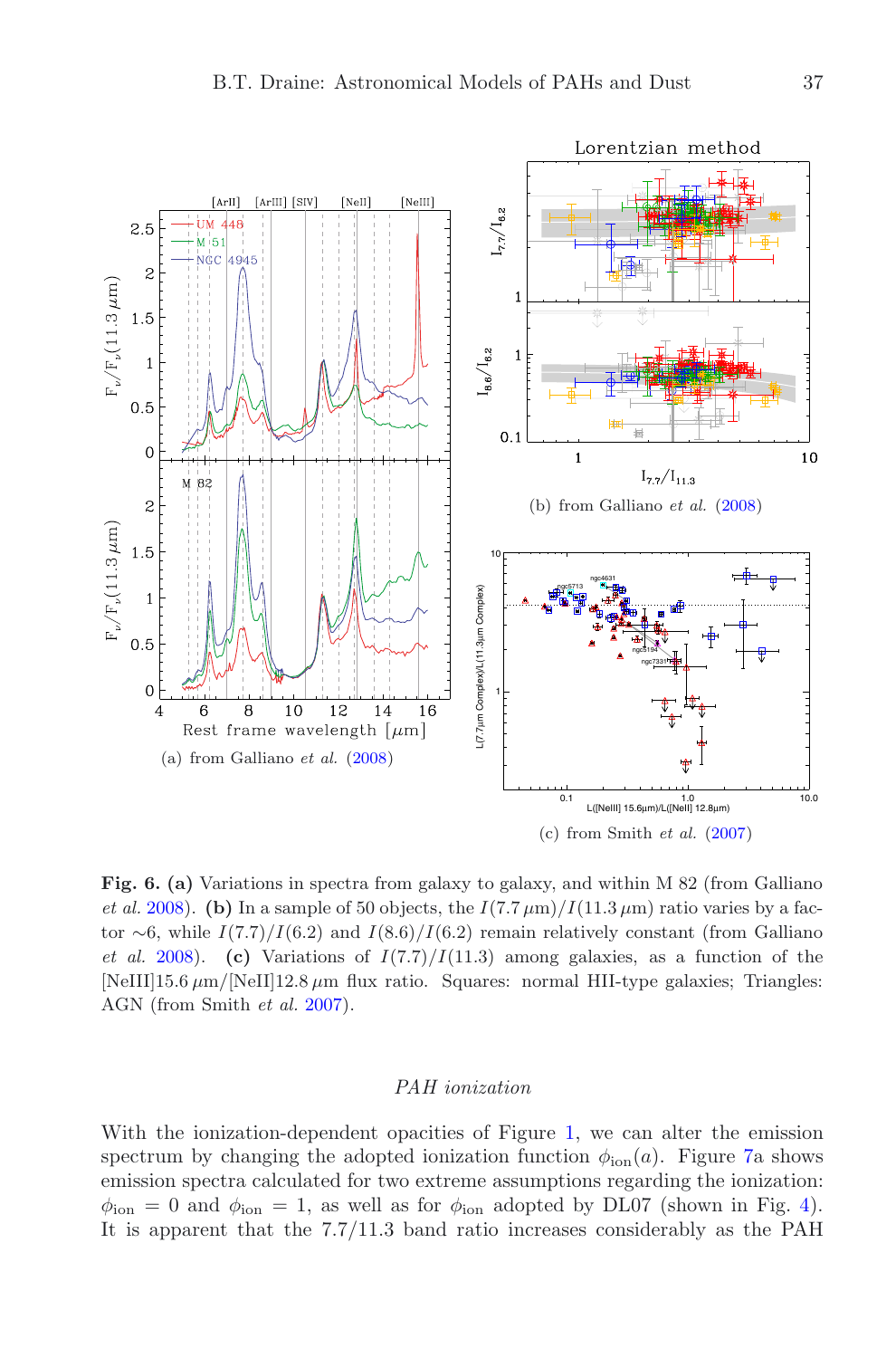(a) from Galliano *et al.* (2008)

(b) from Galliano *et al.* (2008)

(c) from Smith *et al.* (2007)

**Fig. 6. (a)** Variations in spectra from galaxy to galaxy, and within M 82 (from Galliano *et al.* 2008). **(b)** In a sample of 50 objects, the $I(7.7\,\mu\text{m})/I(11.3\,\mu\text{m})$ ratio varies by a factor $\sim$6, while $I(7.7)/I(6.2)$ and $I(8.6)/I(6.2)$ remain relatively constant (from Galliano *et al.* 2008). **(c)** Variations of $I(7.7)/I(11.3)$ among galaxies, as a function of the [NeIII]15.6 $\mu$m/[NeII]12.8 $\mu$m flux ratio. Squares: normal HII-type galaxies; Triangles: AGN (from Smith *et al.* 2007).

*PAH ionization*

With the ionization-dependent opacities of Figure 1, we can alter the emission spectrum by changing the adopted ionization function $\phi_{\text{ion}}(a)$. Figure 7a shows emission spectra calculated for two extreme assumptions regarding the ionization: $\phi_{\text{ion}} = 0$ and $\phi_{\text{ion}} = 1$, as well as for $\phi_{\text{ion}}$ adopted by DL07 (shown in Fig. 4). It is apparent that the 7.7/11.3 band ratio increases considerably as the PAH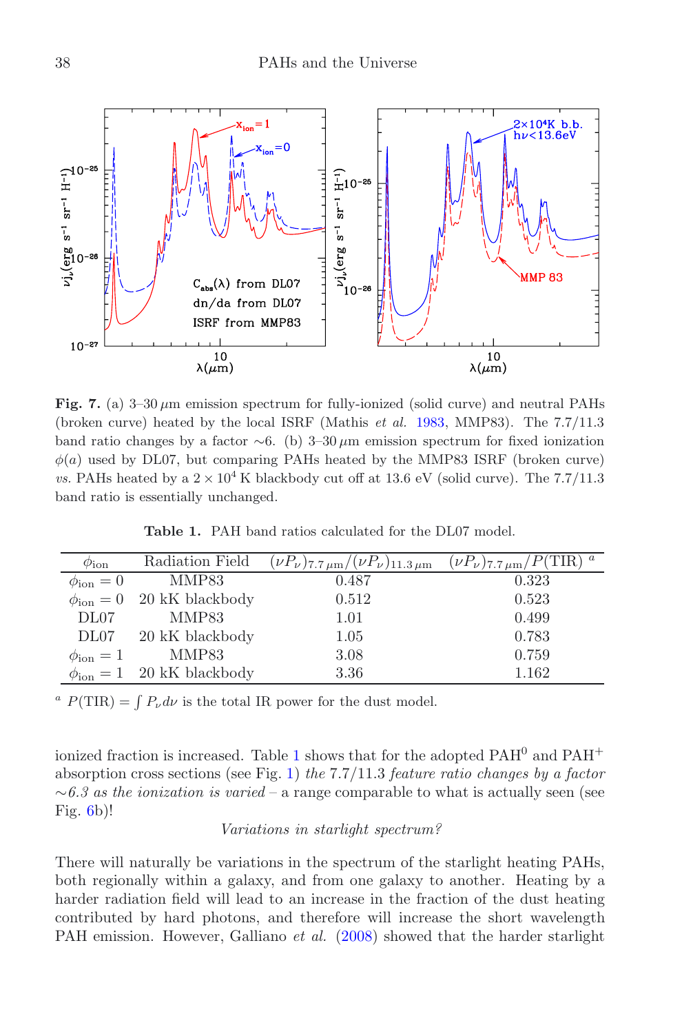**Fig. 7.** (a) 3–30 μm emission spectrum for fully-ionized (solid curve) and neutral PAHs (broken curve) heated by the local ISRF (Mathis *et al.* 1983, MMP83). The 7.7/11.3 band ratio changes by a factor ~6. (b) 3–30 μm emission spectrum for fixed ionization $\phi(a)$ used by DL07, but comparing PAHs heated by the MMP83 ISRF (broken curve) *vs.* PAHs heated by a $2 \times 10^4$ K blackbody cut off at 13.6 eV (solid curve). The 7.7/11.3 band ratio is essentially unchanged.

**Table 1.** PAH band ratios calculated for the DL07 model.

| $\phi_{\rm ion}$ | Radiation Field | $(\nu P_\nu)_{7.7\,\mu\rm m}/(\nu P_\nu)_{11.3\,\mu\rm m}$ | $(\nu P_\nu)_{7.7\,\mu\rm m}/P(\rm TIR)$ [a] |
|---|---|---|---|
| $\phi_{\rm ion} = 0$ | MMP83 | 0.487 | 0.323 |
| $\phi_{\rm ion} = 0$ | 20 kK blackbody | 0.512 | 0.523 |
| DL07 | MMP83 | 1.01 | 0.499 |
| DL07 | 20 kK blackbody | 1.05 | 0.783 |
| $\phi_{\rm ion} = 1$ | MMP83 | 3.08 | 0.759 |
| $\phi_{\rm ion} = 1$ | 20 kK blackbody | 3.36 | 1.162 |

[a] $P(\rm TIR) = \int P_\nu d\nu$ is the total IR power for the dust model.

ionized fraction is increased. Table 1 shows that for the adopted $PAH^0$ and $PAH^+$ absorption cross sections (see Fig. 1) *the* 7.7/11.3 *feature ratio changes by a factor* ~*6.3 as the ionization is varied* – a range comparable to what is actually seen (see Fig. 6b)!

*Variations in starlight spectrum?*

There will naturally be variations in the spectrum of the starlight heating PAHs, both regionally within a galaxy, and from one galaxy to another. Heating by a harder radiation field will lead to an increase in the fraction of the dust heating contributed by hard photons, and therefore will increase the short wavelength PAH emission. However, Galliano *et al.* (2008) showed that the harder starlight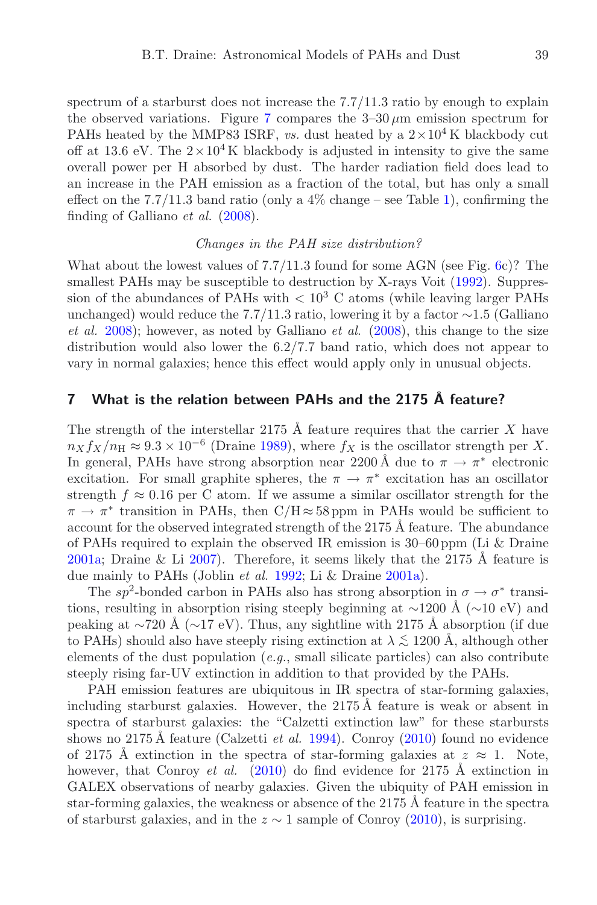spectrum of a starburst does not increase the 7.7/11.3 ratio by enough to explain the observed variations. Figure 7 compares the 3–30 $\mu$m emission spectrum for PAHs heated by the MMP83 ISRF, *vs.* dust heated by a $2\times10^4$ K blackbody cut off at 13.6 eV. The $2\times10^4$ K blackbody is adjusted in intensity to give the same overall power per H absorbed by dust. The harder radiation field does lead to an increase in the PAH emission as a fraction of the total, but has only a small effect on the 7.7/11.3 band ratio (only a 4% change – see Table 1), confirming the finding of Galliano *et al.* (2008).

*Changes in the PAH size distribution?*

What about the lowest values of 7.7/11.3 found for some AGN (see Fig. 6c)? The smallest PAHs may be susceptible to destruction by X-rays Voit (1992). Suppression of the abundances of PAHs with $< 10^3$ C atoms (while leaving larger PAHs unchanged) would reduce the 7.7/11.3 ratio, lowering it by a factor $\sim$1.5 (Galliano *et al.* 2008); however, as noted by Galliano *et al.* (2008), this change to the size distribution would also lower the 6.2/7.7 band ratio, which does not appear to vary in normal galaxies; hence this effect would apply only in unusual objects.

## 7 What is the relation between PAHs and the 2175 Å feature?

The strength of the interstellar 2175 Å feature requires that the carrier $X$ have $n_X f_X/n_{\rm H} \approx 9.3\times10^{-6}$ (Draine 1989), where $f_X$ is the oscillator strength per $X$. In general, PAHs have strong absorption near 2200 Å due to $\pi\rightarrow\pi^*$ electronic excitation. For small graphite spheres, the $\pi\rightarrow\pi^*$ excitation has an oscillator strength $f\approx0.16$ per C atom. If we assume a similar oscillator strength for the $\pi\rightarrow\pi^*$ transition in PAHs, then C/H$\approx$58 ppm in PAHs would be sufficient to account for the observed integrated strength of the 2175 Å feature. The abundance of PAHs required to explain the observed IR emission is 30–60 ppm (Li & Draine 2001a; Draine & Li 2007). Therefore, it seems likely that the 2175 Å feature is due mainly to PAHs (Joblin *et al.* 1992; Li & Draine 2001a).

The $sp^2$-bonded carbon in PAHs also has strong absorption in $\sigma\rightarrow\sigma^*$ transitions, resulting in absorption rising steeply beginning at $\sim$1200 Å ($\sim$10 eV) and peaking at $\sim$720 Å ($\sim$17 eV). Thus, any sightline with 2175 Å absorption (if due to PAHs) should also have steeply rising extinction at $\lambda\lesssim1200$ Å, although other elements of the dust population (*e.g.*, small silicate particles) can also contribute steeply rising far-UV extinction in addition to that provided by the PAHs.

PAH emission features are ubiquitous in IR spectra of star-forming galaxies, including starburst galaxies. However, the 2175 Å feature is weak or absent in spectra of starburst galaxies: the "Calzetti extinction law" for these starbursts shows no 2175 Å feature (Calzetti *et al.* 1994). Conroy (2010) found no evidence of 2175 Å extinction in the spectra of star-forming galaxies at $z\approx1$. Note, however, that Conroy *et al.* (2010) do find evidence for 2175 Å extinction in GALEX observations of nearby galaxies. Given the ubiquity of PAH emission in star-forming galaxies, the weakness or absence of the 2175 Å feature in the spectra of starburst galaxies, and in the $z\sim1$ sample of Conroy (2010), is surprising.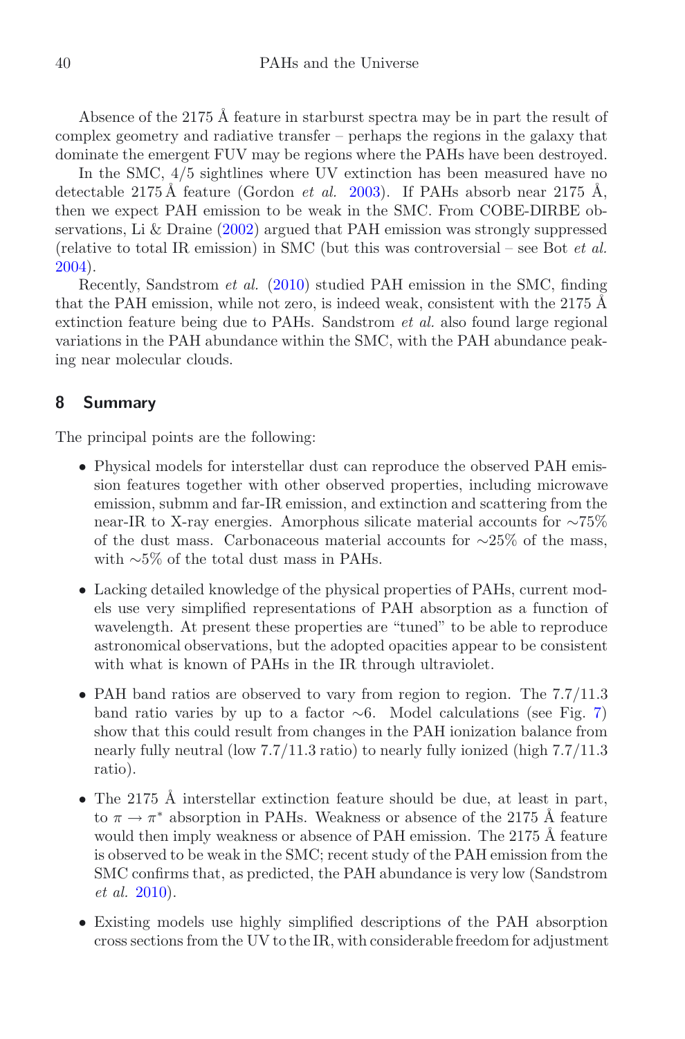Absence of the 2175 Å feature in starburst spectra may be in part the result of complex geometry and radiative transfer – perhaps the regions in the galaxy that dominate the emergent FUV may be regions where the PAHs have been destroyed.

In the SMC, 4/5 sightlines where UV extinction has been measured have no detectable 2175 Å feature (Gordon *et al.* 2003). If PAHs absorb near 2175 Å, then we expect PAH emission to be weak in the SMC. From COBE-DIRBE observations, Li & Draine (2002) argued that PAH emission was strongly suppressed (relative to total IR emission) in SMC (but this was controversial – see Bot *et al.* 2004).

Recently, Sandstrom *et al.* (2010) studied PAH emission in the SMC, finding that the PAH emission, while not zero, is indeed weak, consistent with the 2175 Å extinction feature being due to PAHs. Sandstrom *et al.* also found large regional variations in the PAH abundance within the SMC, with the PAH abundance peaking near molecular clouds.

## 8 Summary

The principal points are the following:

- Physical models for interstellar dust can reproduce the observed PAH emission features together with other observed properties, including microwave emission, submm and far-IR emission, and extinction and scattering from the near-IR to X-ray energies. Amorphous silicate material accounts for $\sim$75% of the dust mass. Carbonaceous material accounts for $\sim$25% of the mass, with $\sim$5% of the total dust mass in PAHs.

- Lacking detailed knowledge of the physical properties of PAHs, current models use very simplified representations of PAH absorption as a function of wavelength. At present these properties are "tuned" to be able to reproduce astronomical observations, but the adopted opacities appear to be consistent with what is known of PAHs in the IR through ultraviolet.

- PAH band ratios are observed to vary from region to region. The 7.7/11.3 band ratio varies by up to a factor $\sim$6. Model calculations (see Fig. 7) show that this could result from changes in the PAH ionization balance from nearly fully neutral (low 7.7/11.3 ratio) to nearly fully ionized (high 7.7/11.3 ratio).

- The 2175 Å interstellar extinction feature should be due, at least in part, to $\pi \rightarrow \pi^*$ absorption in PAHs. Weakness or absence of the 2175 Å feature would then imply weakness or absence of PAH emission. The 2175 Å feature is observed to be weak in the SMC; recent study of the PAH emission from the SMC confirms that, as predicted, the PAH abundance is very low (Sandstrom *et al.* 2010).

- Existing models use highly simplified descriptions of the PAH absorption cross sections from the UV to the IR, with considerable freedom for adjustment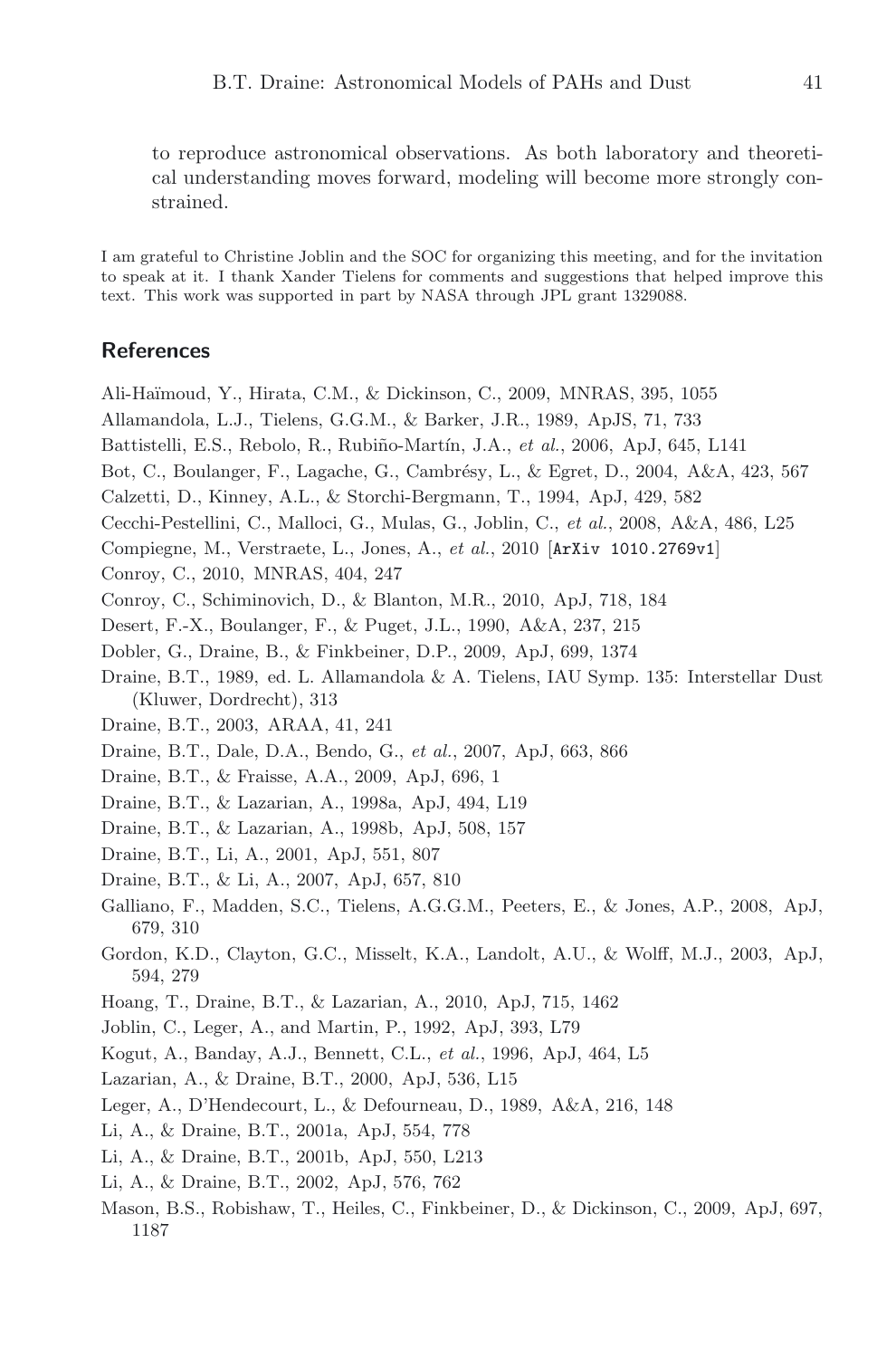to reproduce astronomical observations. As both laboratory and theoretical understanding moves forward, modeling will become more strongly constrained.

I am grateful to Christine Joblin and the SOC for organizing this meeting, and for the invitation to speak at it. I thank Xander Tielens for comments and suggestions that helped improve this text. This work was supported in part by NASA through JPL grant 1329088.

## References

Ali-Haïmoud, Y., Hirata, C.M., & Dickinson, C., 2009, MNRAS, 395, 1055

Allamandola, L.J., Tielens, G.G.M., & Barker, J.R., 1989, ApJS, 71, 733

Battistelli, E.S., Rebolo, R., Rubiño-Martín, J.A., *et al.*, 2006, ApJ, 645, L141

Bot, C., Boulanger, F., Lagache, G., Cambrésy, L., & Egret, D., 2004, A&A, 423, 567

Calzetti, D., Kinney, A.L., & Storchi-Bergmann, T., 1994, ApJ, 429, 582

Cecchi-Pestellini, C., Malloci, G., Mulas, G., Joblin, C., *et al.*, 2008, A&A, 486, L25

Compiegne, M., Verstraete, L., Jones, A., *et al.*, 2010 [ArXiv 1010.2769v1]

Conroy, C., 2010, MNRAS, 404, 247

Conroy, C., Schiminovich, D., & Blanton, M.R., 2010, ApJ, 718, 184

Desert, F.-X., Boulanger, F., & Puget, J.L., 1990, A&A, 237, 215

Dobler, G., Draine, B., & Finkbeiner, D.P., 2009, ApJ, 699, 1374

Draine, B.T., 1989, ed. L. Allamandola & A. Tielens, IAU Symp. 135: Interstellar Dust (Kluwer, Dordrecht), 313

Draine, B.T., 2003, ARAA, 41, 241

Draine, B.T., Dale, D.A., Bendo, G., *et al.*, 2007, ApJ, 663, 866

Draine, B.T., & Fraisse, A.A., 2009, ApJ, 696, 1

Draine, B.T., & Lazarian, A., 1998a, ApJ, 494, L19

Draine, B.T., & Lazarian, A., 1998b, ApJ, 508, 157

Draine, B.T., Li, A., 2001, ApJ, 551, 807

Draine, B.T., & Li, A., 2007, ApJ, 657, 810

Galliano, F., Madden, S.C., Tielens, A.G.G.M., Peeters, E., & Jones, A.P., 2008, ApJ, 679, 310

Gordon, K.D., Clayton, G.C., Misselt, K.A., Landolt, A.U., & Wolff, M.J., 2003, ApJ, 594, 279

Hoang, T., Draine, B.T., & Lazarian, A., 2010, ApJ, 715, 1462

Joblin, C., Leger, A., and Martin, P., 1992, ApJ, 393, L79

Kogut, A., Banday, A.J., Bennett, C.L., *et al.*, 1996, ApJ, 464, L5

Lazarian, A., & Draine, B.T., 2000, ApJ, 536, L15

Leger, A., D'Hendecourt, L., & Defourneau, D., 1989, A&A, 216, 148

Li, A., & Draine, B.T., 2001a, ApJ, 554, 778

Li, A., & Draine, B.T., 2001b, ApJ, 550, L213

Li, A., & Draine, B.T., 2002, ApJ, 576, 762

Mason, B.S., Robishaw, T., Heiles, C., Finkbeiner, D., & Dickinson, C., 2009, ApJ, 697, 1187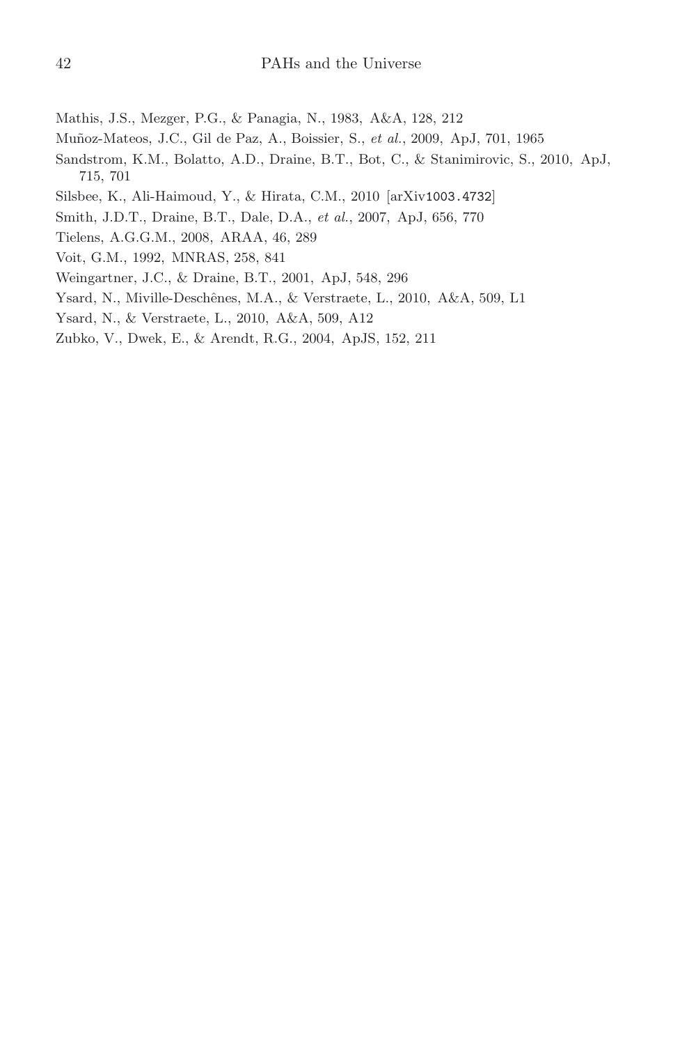Mathis, J.S., Mezger, P.G., & Panagia, N., 1983, A&A, 128, 212

Muñoz-Mateos, J.C., Gil de Paz, A., Boissier, S., *et al.*, 2009, ApJ, 701, 1965

Sandstrom, K.M., Bolatto, A.D., Draine, B.T., Bot, C., & Stanimirovic, S., 2010, ApJ, 715, 701

Silsbee, K., Ali-Haimoud, Y., & Hirata, C.M., 2010 [arXiv1003.4732]

Smith, J.D.T., Draine, B.T., Dale, D.A., *et al.*, 2007, ApJ, 656, 770

Tielens, A.G.G.M., 2008, ARAA, 46, 289

Voit, G.M., 1992, MNRAS, 258, 841

Weingartner, J.C., & Draine, B.T., 2001, ApJ, 548, 296

Ysard, N., Miville-Deschênes, M.A., & Verstraete, L., 2010, A&A, 509, L1

Ysard, N., & Verstraete, L., 2010, A&A, 509, A12

Zubko, V., Dwek, E., & Arendt, R.G., 2004, ApJS, 152, 211